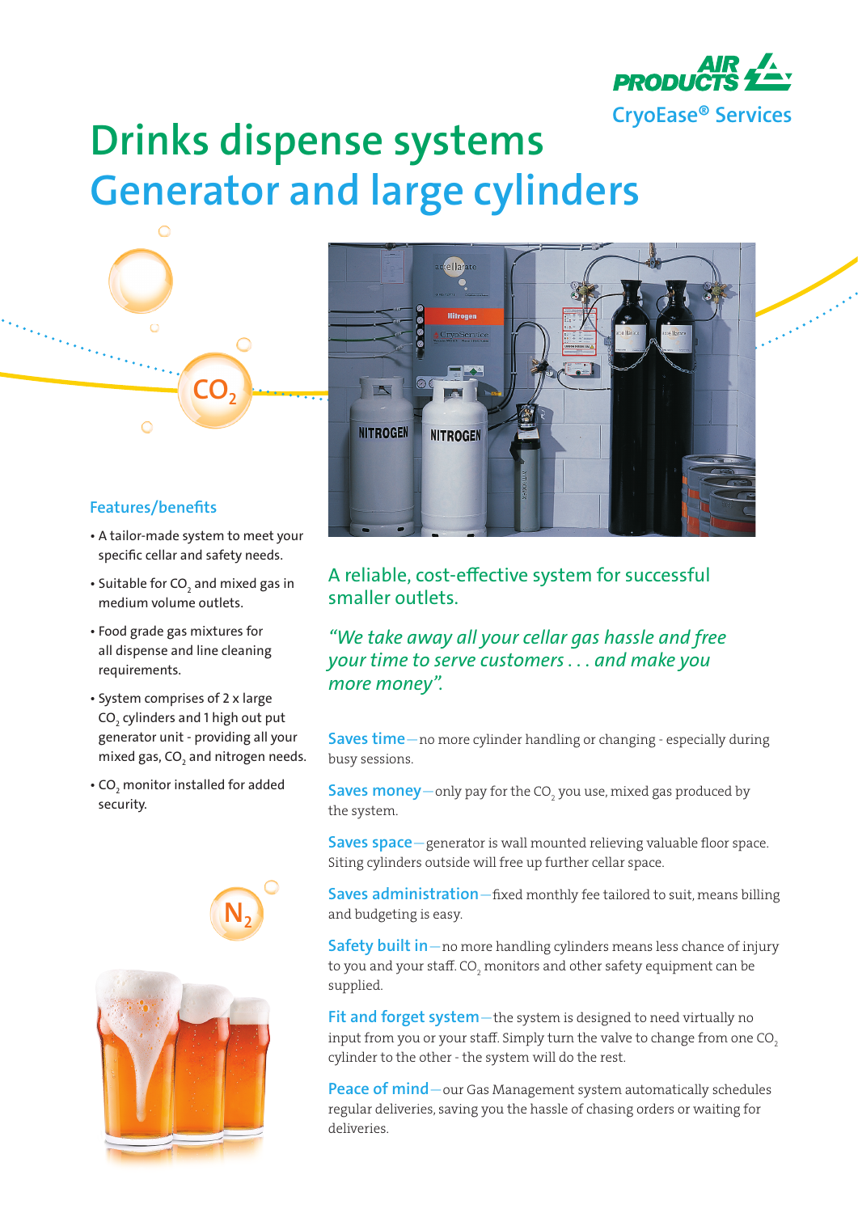AIR PRODUCTS

CryoEase® Services

# Drinks dispense systems
# Generator and large cylinders

## Features/benefits

- A tailor-made system to meet your specific cellar and safety needs.
- Suitable for $CO_2$ and mixed gas in medium volume outlets.
- Food grade gas mixtures for all dispense and line cleaning requirements.
- System comprises of 2 x large $CO_2$ cylinders and 1 high out put generator unit - providing all your mixed gas, $CO_2$ and nitrogen needs.
- $CO_2$ monitor installed for added security.

## A reliable, cost-effective system for successful smaller outlets.

*"We take away all your cellar gas hassle and free your time to serve customers . . . and make you more money".*

**Saves time**—no more cylinder handling or changing - especially during busy sessions.

**Saves money**—only pay for the $CO_2$ you use, mixed gas produced by the system.

**Saves space**—generator is wall mounted relieving valuable floor space. Siting cylinders outside will free up further cellar space.

**Saves administration**—fixed monthly fee tailored to suit, means billing and budgeting is easy.

**Safety built in**—no more handling cylinders means less chance of injury to you and your staff. $CO_2$ monitors and other safety equipment can be supplied.

**Fit and forget system**—the system is designed to need virtually no input from you or your staff. Simply turn the valve to change from one $CO_2$ cylinder to the other - the system will do the rest.

**Peace of mind**—our Gas Management system automatically schedules regular deliveries, saving you the hassle of chasing orders or waiting for deliveries.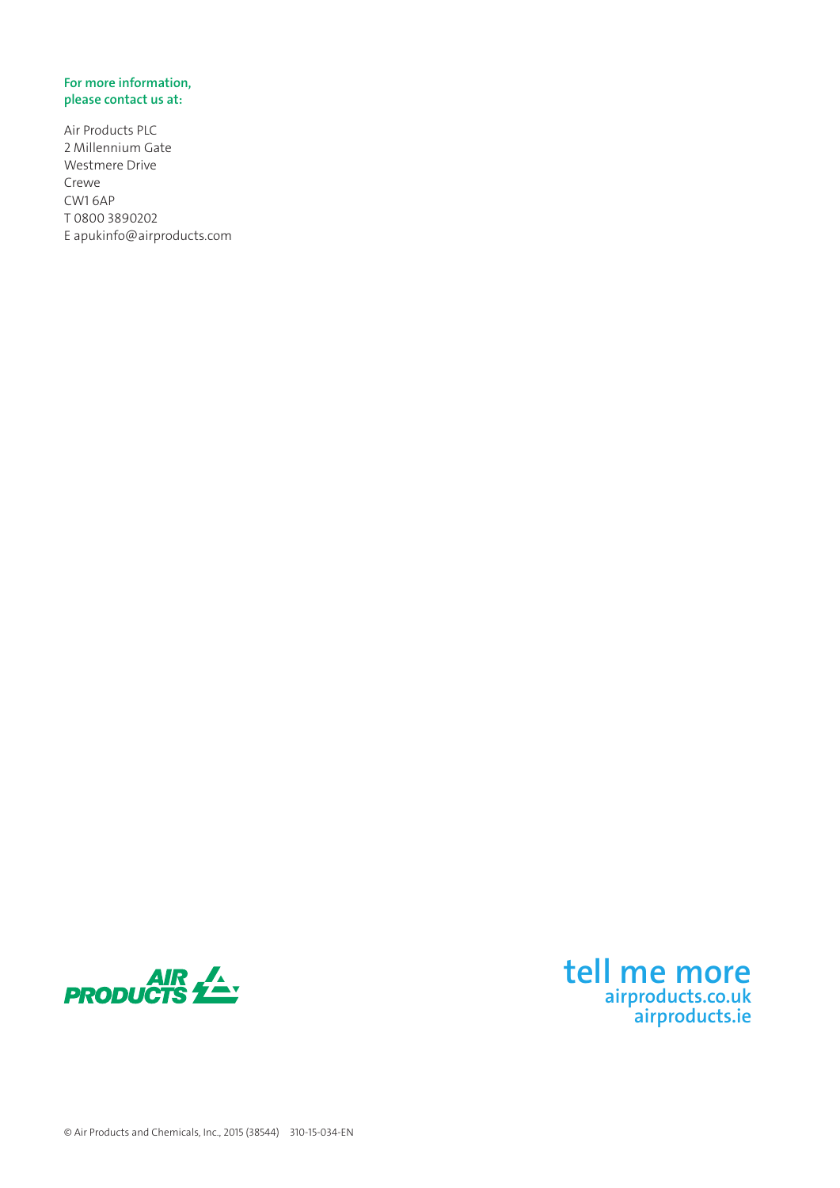**For more information, please contact us at:**

Air Products PLC
2 Millennium Gate
Westmere Drive
Crewe
CW1 6AP
T 0800 3890202
E apukinfo@airproducts.com

AIR PRODUCTS

**tell me more**
**airproducts.co.uk**
**airproducts.ie**

© Air Products and Chemicals, Inc., 2015 (38544) 310-15-034-EN